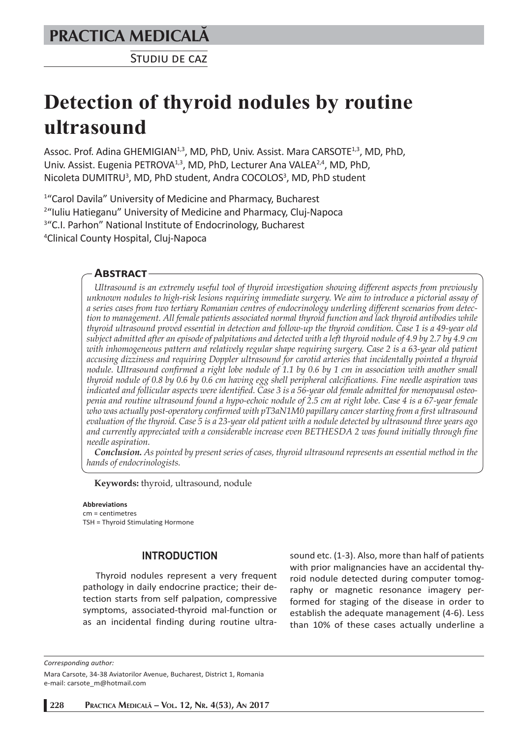PRACTICA MEDICALĂ

STUDIU DE CAZ

# Detection of thyroid nodules by routine ultrasound

Assoc. Prof. Adina GHEMIGIAN[1,3], MD, PhD, Univ. Assist. Mara CARSOTE[1,3], MD, PhD, Univ. Assist. Eugenia PETROVA[1,3], MD, PhD, Lecturer Ana VALEA[2,4], MD, PhD, Nicoleta DUMITRU[3], MD, PhD student, Andra COCOLOS[3], MD, PhD student

[1]"Carol Davila" University of Medicine and Pharmacy, Bucharest
[2]"Iuliu Hatieganu" University of Medicine and Pharmacy, Cluj-Napoca
[3]"C.I. Parhon" National Institute of Endocrinology, Bucharest
[4]Clinical County Hospital, Cluj-Napoca

## Abstract

*Ultrasound is an extremely useful tool of thyroid investigation showing different aspects from previously unknown nodules to high-risk lesions requiring immediate surgery. We aim to introduce a pictorial assay of a series cases from two tertiary Romanian centres of endocrinology underling different scenarios from detection to management. All female patients associated normal thyroid function and lack thyroid antibodies while thyroid ultrasound proved essential in detection and follow-up the thyroid condition. Case 1 is a 49-year old subject admitted after an episode of palpitations and detected with a left thyroid nodule of 4.9 by 2.7 by 4.9 cm with inhomogeneous pattern and relatively regular shape requiring surgery. Case 2 is a 63-year old patient accusing dizziness and requiring Doppler ultrasound for carotid arteries that incidentally pointed a thyroid nodule. Ultrasound confirmed a right lobe nodule of 1.1 by 0.6 by 1 cm in association with another small thyroid nodule of 0.8 by 0.6 by 0.6 cm having egg shell peripheral calcifications. Fine needle aspiration was indicated and follicular aspects were identified. Case 3 is a 56-year old female admitted for menopausal osteopenia and routine ultrasound found a hypo-echoic nodule of 2.5 cm at right lobe. Case 4 is a 67-year female who was actually post-operatory confirmed with pT3aN1M0 papillary cancer starting from a first ultrasound evaluation of the thyroid. Case 5 is a 23-year old patient with a nodule detected by ultrasound three years ago and currently appreciated with a considerable increase even BETHESDA 2 was found initially through fine needle aspiration.*

***Conclusion.*** *As pointed by present series of cases, thyroid ultrasound represents an essential method in the hands of endocrinologists.*

**Keywords:** thyroid, ultrasound, nodule

**Abbreviations**
cm = centimetres
TSH = Thyroid Stimulating Hormone

## INTRODUCTION

Thyroid nodules represent a very frequent pathology in daily endocrine practice; their detection starts from self palpation, compressive symptoms, associated-thyroid mal-function or as an incidental finding during routine ultrasound etc. (1-3). Also, more than half of patients with prior malignancies have an accidental thyroid nodule detected during computer tomography or magnetic resonance imagery performed for staging of the disease in order to establish the adequate management (4-6). Less than 10% of these cases actually underline a

*Corresponding author:*
Mara Carsote, 34-38 Aviatorilor Avenue, Bucharest, District 1, Romania
e-mail: carsote_m@hotmail.com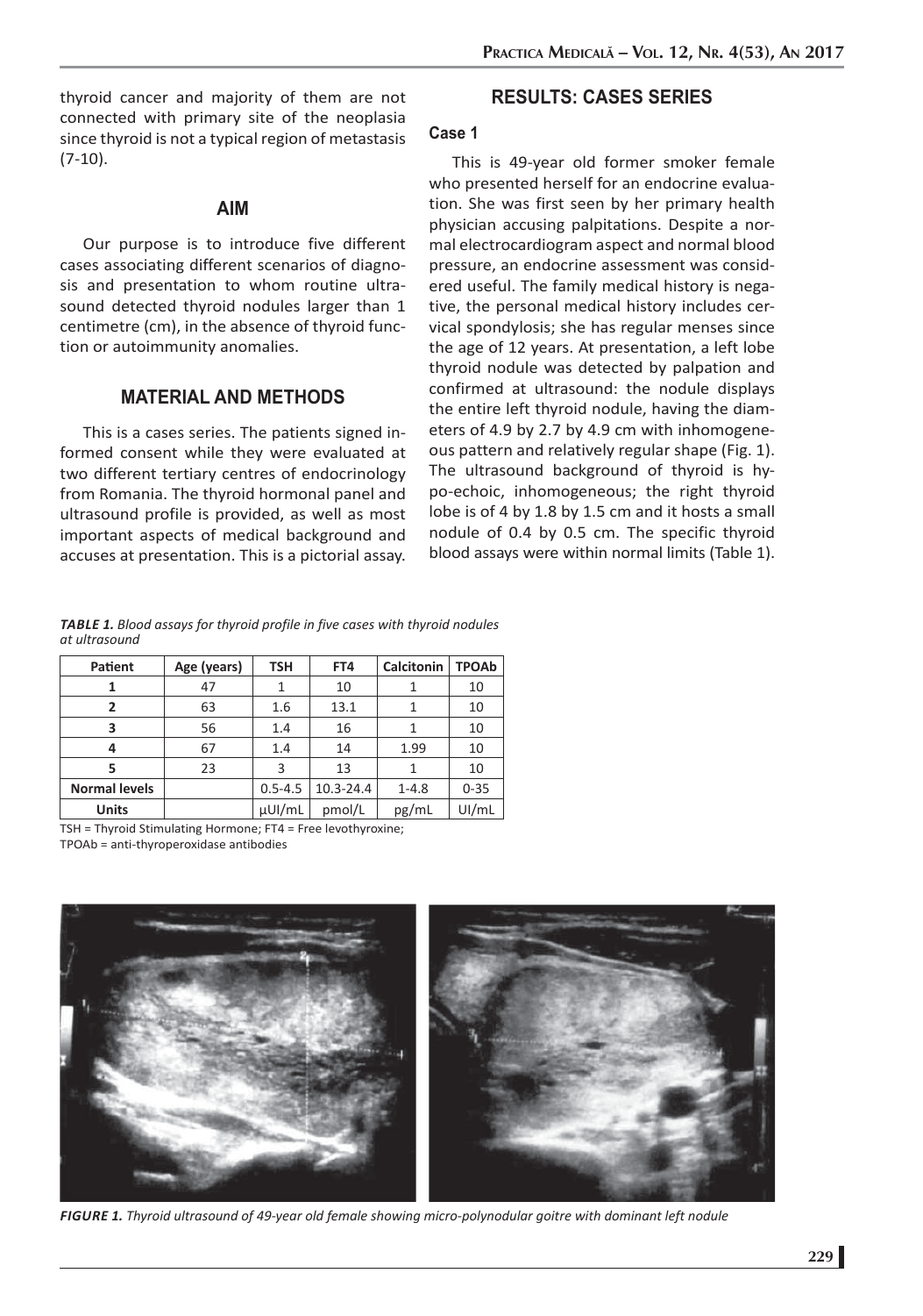thyroid cancer and majority of them are not connected with primary site of the neoplasia since thyroid is not a typical region of metastasis (7-10).

## AIM

Our purpose is to introduce five different cases associating different scenarios of diagnosis and presentation to whom routine ultrasound detected thyroid nodules larger than 1 centimetre (cm), in the absence of thyroid function or autoimmunity anomalies.

## MATERIAL AND METHODS

This is a cases series. The patients signed informed consent while they were evaluated at two different tertiary centres of endocrinology from Romania. The thyroid hormonal panel and ultrasound profile is provided, as well as most important aspects of medical background and accuses at presentation. This is a pictorial assay.

## RESULTS: CASES SERIES

### Case 1

This is 49-year old former smoker female who presented herself for an endocrine evaluation. She was first seen by her primary health physician accusing palpitations. Despite a normal electrocardiogram aspect and normal blood pressure, an endocrine assessment was considered useful. The family medical history is negative, the personal medical history includes cervical spondylosis; she has regular menses since the age of 12 years. At presentation, a left lobe thyroid nodule was detected by palpation and confirmed at ultrasound: the nodule displays the entire left thyroid nodule, having the diameters of 4.9 by 2.7 by 4.9 cm with inhomogeneous pattern and relatively regular shape (Fig. 1). The ultrasound background of thyroid is hypo-echoic, inhomogeneous; the right thyroid lobe is of 4 by 1.8 by 1.5 cm and it hosts a small nodule of 0.4 by 0.5 cm. The specific thyroid blood assays were within normal limits (Table 1).

***TABLE 1.*** *Blood assays for thyroid profile in five cases with thyroid nodules at ultrasound*

| Patient | Age (years) | TSH | FT4 | Calcitonin | TPOAb |
|---|---|---|---|---|---|
| 1 | 47 | 1 | 10 | 1 | 10 |
| 2 | 63 | 1.6 | 13.1 | 1 | 10 |
| 3 | 56 | 1.4 | 16 | 1 | 10 |
| 4 | 67 | 1.4 | 14 | 1.99 | 10 |
| 5 | 23 | 3 | 13 | 1 | 10 |
| Normal levels | | 0.5-4.5 | 10.3-24.4 | 1-4.8 | 0-35 |
| Units | | µUI/mL | pmol/L | pg/mL | UI/mL |

TSH = Thyroid Stimulating Hormone; FT4 = Free levothyroxine;
TPOAb = anti-thyroperoxidase antibodies

***FIGURE 1.*** *Thyroid ultrasound of 49-year old female showing micro-polynodular goitre with dominant left nodule*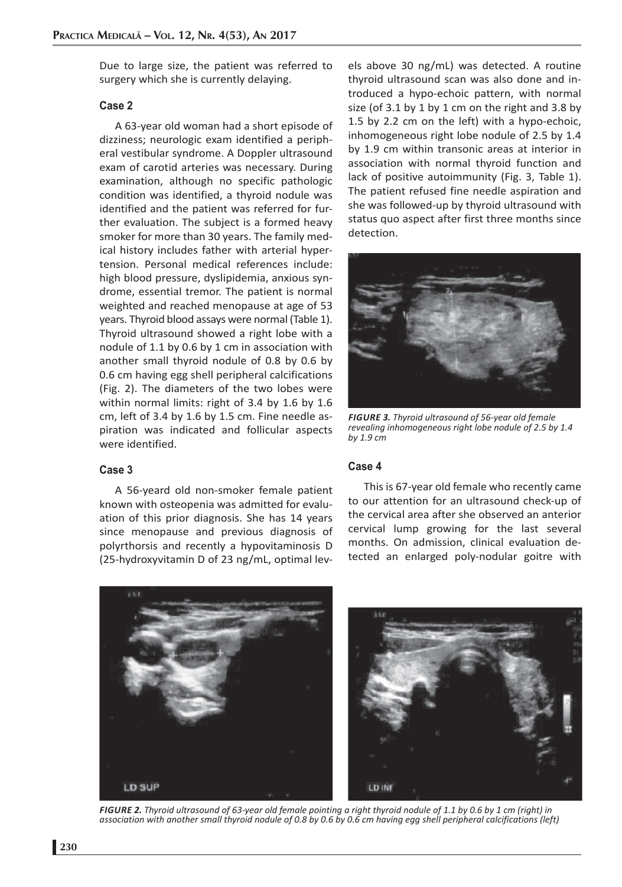Due to large size, the patient was referred to surgery which she is currently delaying.

### Case 2

A 63-year old woman had a short episode of dizziness; neurologic exam identified a peripheral vestibular syndrome. A Doppler ultrasound exam of carotid arteries was necessary. During examination, although no specific pathologic condition was identified, a thyroid nodule was identified and the patient was referred for further evaluation. The subject is a formed heavy smoker for more than 30 years. The family medical history includes father with arterial hypertension. Personal medical references include: high blood pressure, dyslipidemia, anxious syndrome, essential tremor. The patient is normal weighted and reached menopause at age of 53 years. Thyroid blood assays were normal (Table 1). Thyroid ultrasound showed a right lobe with a nodule of 1.1 by 0.6 by 1 cm in association with another small thyroid nodule of 0.8 by 0.6 by 0.6 cm having egg shell peripheral calcifications (Fig. 2). The diameters of the two lobes were within normal limits: right of 3.4 by 1.6 by 1.6 cm, left of 3.4 by 1.6 by 1.5 cm. Fine needle aspiration was indicated and follicular aspects were identified.

### Case 3

A 56-yeard old non-smoker female patient known with osteopenia was admitted for evaluation of this prior diagnosis. She has 14 years since menopause and previous diagnosis of polyrthorsis and recently a hypovitaminosis D (25-hydroxyvitamin D of 23 ng/mL, optimal levels above 30 ng/mL) was detected. A routine thyroid ultrasound scan was also done and introduced a hypo-echoic pattern, with normal size (of 3.1 by 1 by 1 cm on the right and 3.8 by 1.5 by 2.2 cm on the left) with a hypo-echoic, inhomogeneous right lobe nodule of 2.5 by 1.4 by 1.9 cm within transonic areas at interior in association with normal thyroid function and lack of positive autoimmunity (Fig. 3, Table 1). The patient refused fine needle aspiration and she was followed-up by thyroid ultrasound with status quo aspect after first three months since detection.

*FIGURE 3. Thyroid ultrasound of 56-year old female revealing inhomogeneous right lobe nodule of 2.5 by 1.4 by 1.9 cm*

### Case 4

This is 67-year old female who recently came to our attention for an ultrasound check-up of the cervical area after she observed an anterior cervical lump growing for the last several months. On admission, clinical evaluation detected an enlarged poly-nodular goitre with

*FIGURE 2. Thyroid ultrasound of 63-year old female pointing a right thyroid nodule of 1.1 by 0.6 by 1 cm (right) in association with another small thyroid nodule of 0.8 by 0.6 by 0.6 cm having egg shell peripheral calcifications (left)*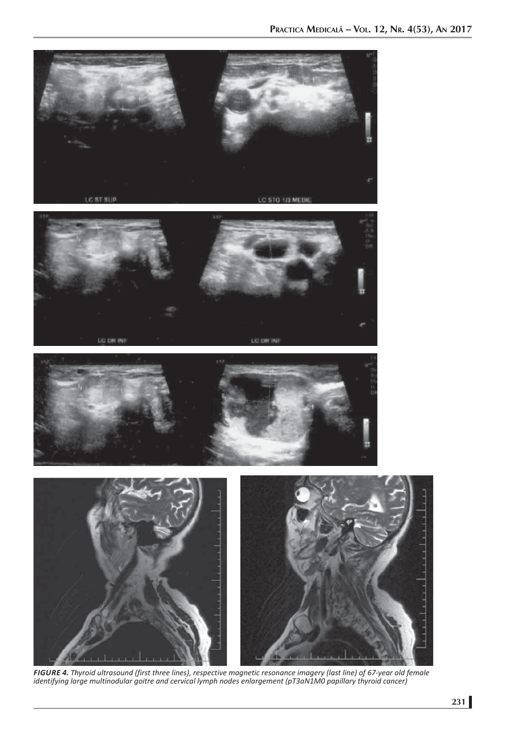***FIGURE 4.*** *Thyroid ultrasound (first three lines), respective magnetic resonance imagery (last line) of 67-year old female identifying large multinodular goitre and cervical lymph nodes enlargement (pT3aN1M0 papillary thyroid cancer)*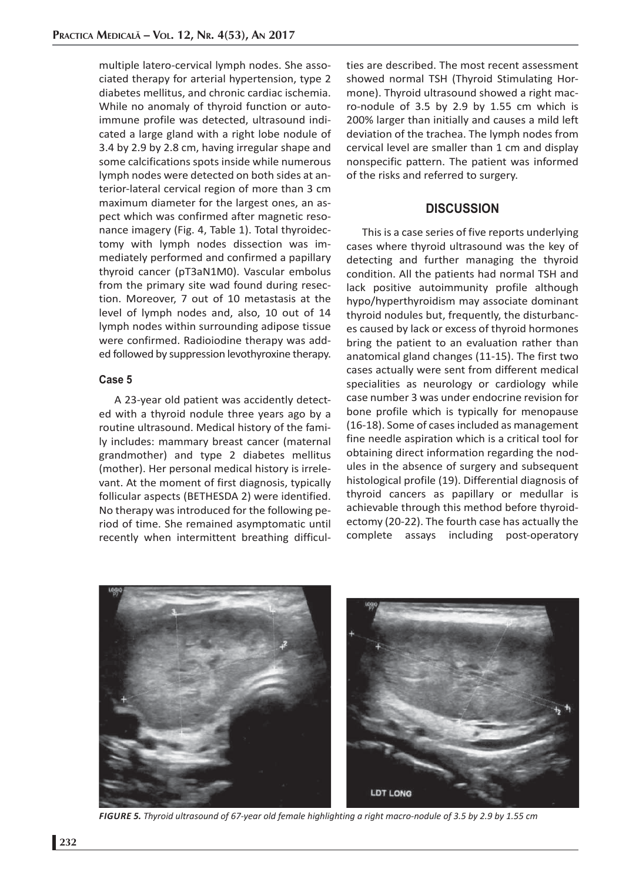multiple latero-cervical lymph nodes. She associated therapy for arterial hypertension, type 2 diabetes mellitus, and chronic cardiac ischemia. While no anomaly of thyroid function or autoimmune profile was detected, ultrasound indicated a large gland with a right lobe nodule of 3.4 by 2.9 by 2.8 cm, having irregular shape and some calcifications spots inside while numerous lymph nodes were detected on both sides at anterior-lateral cervical region of more than 3 cm maximum diameter for the largest ones, an aspect which was confirmed after magnetic resonance imagery (Fig. 4, Table 1). Total thyroidectomy with lymph nodes dissection was immediately performed and confirmed a papillary thyroid cancer (pT3aN1M0). Vascular embolus from the primary site wad found during resection. Moreover, 7 out of 10 metastasis at the level of lymph nodes and, also, 10 out of 14 lymph nodes within surrounding adipose tissue were confirmed. Radioiodine therapy was added followed by suppression levothyroxine therapy.

### Case 5

A 23-year old patient was accidently detected with a thyroid nodule three years ago by a routine ultrasound. Medical history of the family includes: mammary breast cancer (maternal grandmother) and type 2 diabetes mellitus (mother). Her personal medical history is irrelevant. At the moment of first diagnosis, typically follicular aspects (BETHESDA 2) were identified. No therapy was introduced for the following period of time. She remained asymptomatic until recently when intermittent breathing difficulties are described. The most recent assessment showed normal TSH (Thyroid Stimulating Hormone). Thyroid ultrasound showed a right macro-nodule of 3.5 by 2.9 by 1.55 cm which is 200% larger than initially and causes a mild left deviation of the trachea. The lymph nodes from cervical level are smaller than 1 cm and display nonspecific pattern. The patient was informed of the risks and referred to surgery.

## DISCUSSION

This is a case series of five reports underlying cases where thyroid ultrasound was the key of detecting and further managing the thyroid condition. All the patients had normal TSH and lack positive autoimmunity profile although hypo/hyperthyroidism may associate dominant thyroid nodules but, frequently, the disturbances caused by lack or excess of thyroid hormones bring the patient to an evaluation rather than anatomical gland changes (11-15). The first two cases actually were sent from different medical specialities as neurology or cardiology while case number 3 was under endocrine revision for bone profile which is typically for menopause (16-18). Some of cases included as management fine needle aspiration which is a critical tool for obtaining direct information regarding the nodules in the absence of surgery and subsequent histological profile (19). Differential diagnosis of thyroid cancers as papillary or medullar is achievable through this method before thyroidectomy (20-22). The fourth case has actually the complete assays including post-operatory

*FIGURE 5. Thyroid ultrasound of 67-year old female highlighting a right macro-nodule of 3.5 by 2.9 by 1.55 cm*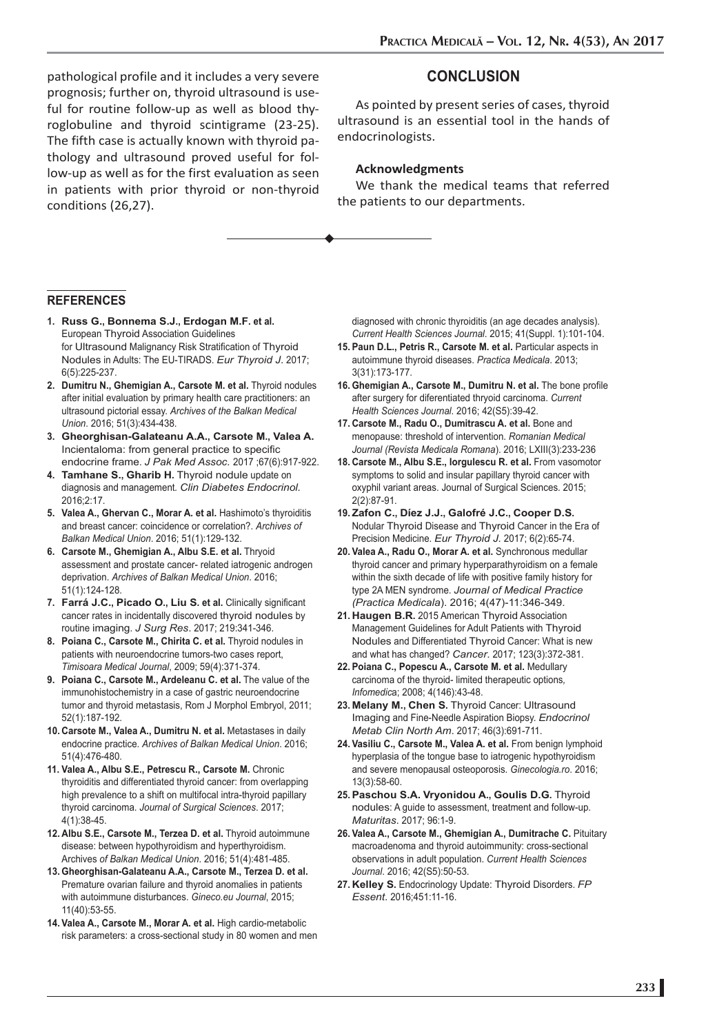pathological profile and it includes a very severe prognosis; further on, thyroid ultrasound is useful for routine follow-up as well as blood thyroglobuline and thyroid scintigrame (23-25). The fifth case is actually known with thyroid pathology and ultrasound proved useful for follow-up as well as for the first evaluation as seen in patients with prior thyroid or non-thyroid conditions (26,27).

## CONCLUSION

As pointed by present series of cases, thyroid ultrasound is an essential tool in the hands of endocrinologists.

### Acknowledgments

We thank the medical teams that referred the patients to our departments.

## REFERENCES

1. **Russ G., Bonnema S.J., Erdogan M.F. et al.** European Thyroid Association Guidelines for Ultrasound Malignancy Risk Stratification of Thyroid Nodules in Adults: The EU-TIRADS. *Eur Thyroid J*. 2017; 6(5):225-237.
2. **Dumitru N., Ghemigian A., Carsote M. et al.** Thyroid nodules after initial evaluation by primary health care practitioners: an ultrasound pictorial essay. *Archives of the Balkan Medical Union*. 2016; 51(3):434-438.
3. **Gheorghisan-Galateanu A.A., Carsote M., Valea A.** Incientaloma: from general practice to specific endocrine frame. *J Pak Med Assoc.* 2017 ;67(6):917-922.
4. **Tamhane S., Gharib H.** Thyroid nodule update on diagnosis and management. *Clin Diabetes Endocrinol*. 2016;2:17.
5. **Valea A., Ghervan C., Morar A. et al.** Hashimoto's thyroiditis and breast cancer: coincidence or correlation?. *Archives of Balkan Medical Union*. 2016; 51(1):129-132.
6. **Carsote M., Ghemigian A., Albu S.E. et al.** Thryoid assessment and prostate cancer- related iatrogenic androgen deprivation. *Archives of Balkan Medical Union*. 2016; 51(1):124-128.
7. **Farrá J.C., Picado O., Liu S. et al.** Clinically significant cancer rates in incidentally discovered thyroid nodules by routine imaging. *J Surg Res*. 2017; 219:341-346.
8. **Poiana C., Carsote M., Chirita C. et al.** Thyroid nodules in patients with neuroendocrine tumors-two cases report, *Timisoara Medical Journal*, 2009; 59(4):371-374.
9. **Poiana C., Carsote M., Ardeleanu C. et al.** The value of the immunohistochemistry in a case of gastric neuroendocrine tumor and thyroid metastasis, Rom J Morphol Embryol, 2011; 52(1):187-192.
10. **Carsote M., Valea A., Dumitru N. et al.** Metastases in daily endocrine practice. *Archives of Balkan Medical Union*. 2016; 51(4):476-480.
11. **Valea A., Albu S.E., Petrescu R., Carsote M.** Chronic thyroiditis and differentiated thyroid cancer: from overlapping high prevalence to a shift on multifocal intra-thyroid papillary thyroid carcinoma. *Journal of Surgical Sciences*. 2017; 4(1):38-45.
12. **Albu S.E., Carsote M., Terzea D. et al.** Thyroid autoimmune disease: between hypothyroidism and hyperthyroidism. Archives *of Balkan Medical Union*. 2016; 51(4):481-485.
13. **Gheorghisan-Galateanu A.A., Carsote M., Terzea D. et al.** Premature ovarian failure and thyroid anomalies in patients with autoimmune disturbances. *Gineco.eu Journal*, 2015; 11(40):53-55.
14. **Valea A., Carsote M., Morar A. et al.** High cardio-metabolic risk parameters: a cross-sectional study in 80 women and men diagnosed with chronic thyroiditis (an age decades analysis). *Current Health Sciences Journal*. 2015; 41(Suppl. 1):101-104.
15. **Paun D.L., Petris R., Carsote M. et al.** Particular aspects in autoimmune thyroid diseases. *Practica Medicala*. 2013; 3(31):173-177.
16. **Ghemigian A., Carsote M., Dumitru N. et al.** The bone profile after surgery for diferentiated thryoid carcinoma. *Current Health Sciences Journal*. 2016; 42(S5):39-42.
17. **Carsote M., Radu O., Dumitrascu A. et al.** Bone and menopause: threshold of intervention. *Romanian Medical Journal (Revista Medicala Romana*). 2016; LXIII(3):233-236
18. **Carsote M., Albu S.E., Iorgulescu R. et al.** From vasomotor symptoms to solid and insular papillary thyroid cancer with oxyphil variant areas. Journal of Surgical Sciences. 2015; 2(2):87-91.
19. **Zafon C., Díez J.J., Galofré J.C., Cooper D.S.** Nodular Thyroid Disease and Thyroid Cancer in the Era of Precision Medicine. *Eur Thyroid J*. 2017; 6(2):65-74.
20. **Valea A., Radu O., Morar A. et al.** Synchronous medullar thyroid cancer and primary hyperparathyroidism on a female within the sixth decade of life with positive family history for type 2A MEN syndrome. *Journal of Medical Practice (Practica Medicala*). 2016; 4(47)-11:346-349.
21. **Haugen B.R.** 2015 American Thyroid Association Management Guidelines for Adult Patients with Thyroid Nodules and Differentiated Thyroid Cancer: What is new and what has changed? *Cancer*. 2017; 123(3):372-381.
22. **Poiana C., Popescu A., Carsote M. et al.** Medullary carcinoma of the thyroid- limited therapeutic options, *Infomedica*; 2008; 4(146):43-48.
23. **Melany M., Chen S.** Thyroid Cancer: Ultrasound Imaging and Fine-Needle Aspiration Biopsy. *Endocrinol Metab Clin North Am*. 2017; 46(3):691-711.
24. **Vasiliu C., Carsote M., Valea A. et al.** From benign lymphoid hyperplasia of the tongue base to iatrogenic hypothyroidism and severe menopausal osteoporosis. *Ginecologia.ro*. 2016; 13(3):58-60.
25. **Paschou S.A. Vryonidou A., Goulis D.G.** Thyroid nodules: A guide to assessment, treatment and follow-up. *Maturitas*. 2017; 96:1-9.
26. **Valea A., Carsote M., Ghemigian A., Dumitrache C.** Pituitary macroadenoma and thyroid autoimmunity: cross-sectional observations in adult population. *Current Health Sciences Journal*. 2016; 42(S5):50-53.
27. **Kelley S.** Endocrinology Update: Thyroid Disorders. *FP Essent*. 2016;451:11-16.